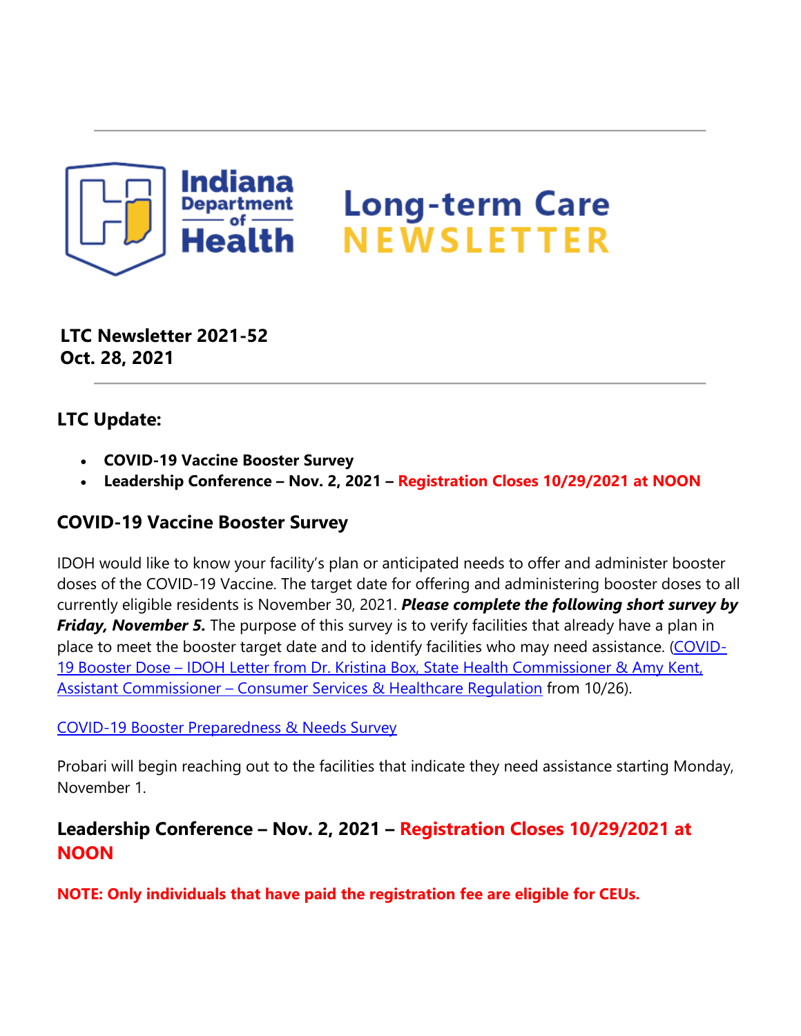Indiana Department of Health

# Long-term Care NEWSLETTER

**LTC Newsletter 2021-52**
**Oct. 28, 2021**

---

## LTC Update:

- **COVID-19 Vaccine Booster Survey**
- **Leadership Conference – Nov. 2, 2021 – Registration Closes 10/29/2021 at NOON**

## COVID-19 Vaccine Booster Survey

IDOH would like to know your facility's plan or anticipated needs to offer and administer booster doses of the COVID-19 Vaccine. The target date for offering and administering booster doses to all currently eligible residents is November 30, 2021. ***Please complete the following short survey by Friday, November 5.*** The purpose of this survey is to verify facilities that already have a plan in place to meet the booster target date and to identify facilities who may need assistance. (COVID-19 Booster Dose – IDOH Letter from Dr. Kristina Box, State Health Commissioner & Amy Kent, Assistant Commissioner – Consumer Services & Healthcare Regulation from 10/26).

COVID-19 Booster Preparedness & Needs Survey

Probari will begin reaching out to the facilities that indicate they need assistance starting Monday, November 1.

## Leadership Conference – Nov. 2, 2021 – Registration Closes 10/29/2021 at NOON

**NOTE: Only individuals that have paid the registration fee are eligible for CEUs.**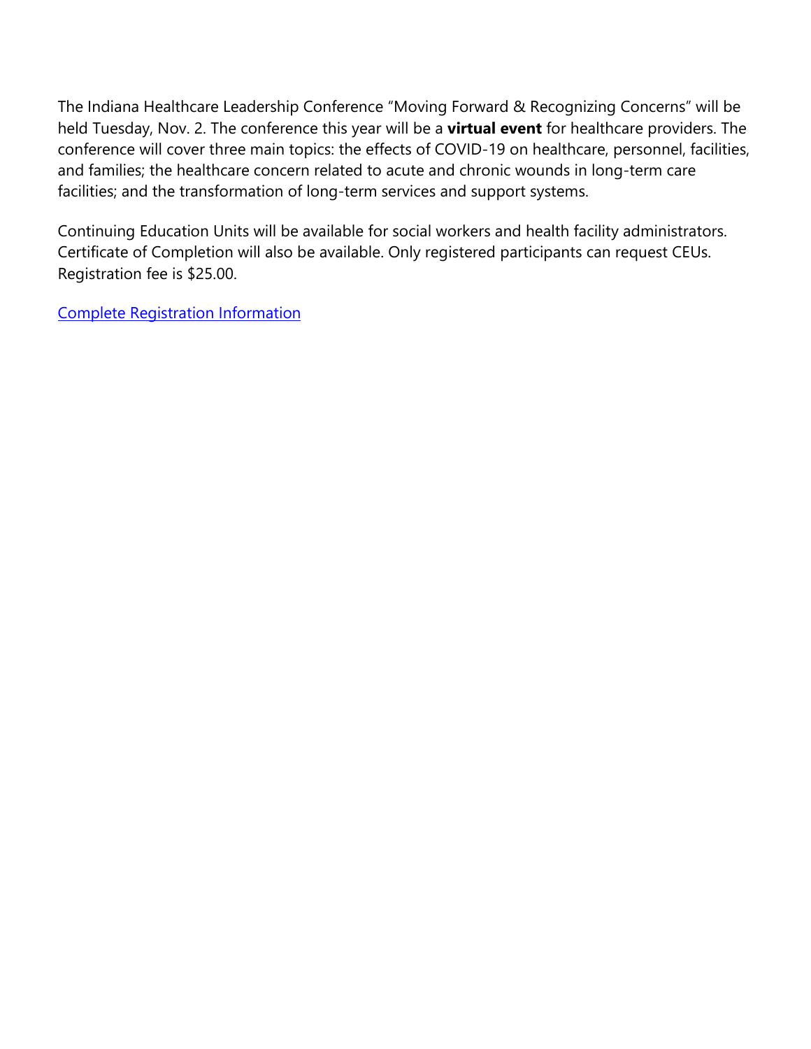The Indiana Healthcare Leadership Conference "Moving Forward & Recognizing Concerns" will be held Tuesday, Nov. 2. The conference this year will be a **virtual event** for healthcare providers. The conference will cover three main topics: the effects of COVID-19 on healthcare, personnel, facilities, and families; the healthcare concern related to acute and chronic wounds in long-term care facilities; and the transformation of long-term services and support systems.

Continuing Education Units will be available for social workers and health facility administrators. Certificate of Completion will also be available. Only registered participants can request CEUs. Registration fee is $25.00.

Complete Registration Information